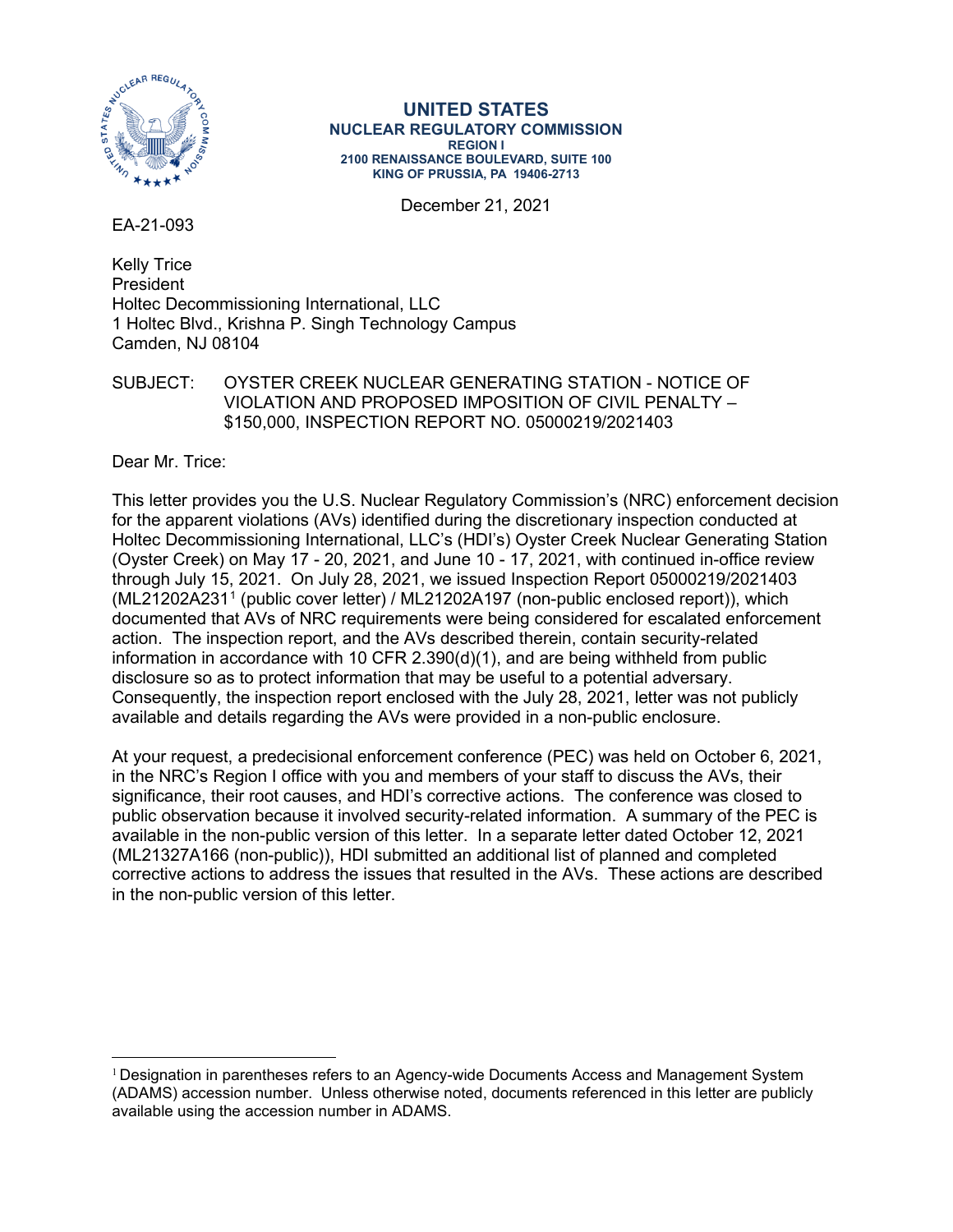**UNITED STATES**
**NUCLEAR REGULATORY COMMISSION**
**REGION I**
**2100 RENAISSANCE BOULEVARD, SUITE 100**
**KING OF PRUSSIA, PA 19406-2713**

December 21, 2021

EA-21-093

Kelly Trice
President
Holtec Decommissioning International, LLC
1 Holtec Blvd., Krishna P. Singh Technology Campus
Camden, NJ 08104

SUBJECT: OYSTER CREEK NUCLEAR GENERATING STATION - NOTICE OF VIOLATION AND PROPOSED IMPOSITION OF CIVIL PENALTY – $150,000, INSPECTION REPORT NO. 05000219/2021403

Dear Mr. Trice:

This letter provides you the U.S. Nuclear Regulatory Commission's (NRC) enforcement decision for the apparent violations (AVs) identified during the discretionary inspection conducted at Holtec Decommissioning International, LLC's (HDI's) Oyster Creek Nuclear Generating Station (Oyster Creek) on May 17 - 20, 2021, and June 10 - 17, 2021, with continued in-office review through July 15, 2021. On July 28, 2021, we issued Inspection Report 05000219/2021403 (ML21202A231[1] (public cover letter) / ML21202A197 (non-public enclosed report)), which documented that AVs of NRC requirements were being considered for escalated enforcement action. The inspection report, and the AVs described therein, contain security-related information in accordance with 10 CFR 2.390(d)(1), and are being withheld from public disclosure so as to protect information that may be useful to a potential adversary. Consequently, the inspection report enclosed with the July 28, 2021, letter was not publicly available and details regarding the AVs were provided in a non-public enclosure.

At your request, a predecisional enforcement conference (PEC) was held on October 6, 2021, in the NRC's Region I office with you and members of your staff to discuss the AVs, their significance, their root causes, and HDI's corrective actions. The conference was closed to public observation because it involved security-related information. A summary of the PEC is available in the non-public version of this letter. In a separate letter dated October 12, 2021 (ML21327A166 (non-public)), HDI submitted an additional list of planned and completed corrective actions to address the issues that resulted in the AVs. These actions are described in the non-public version of this letter.

---

[1] Designation in parentheses refers to an Agency-wide Documents Access and Management System (ADAMS) accession number. Unless otherwise noted, documents referenced in this letter are publicly available using the accession number in ADAMS.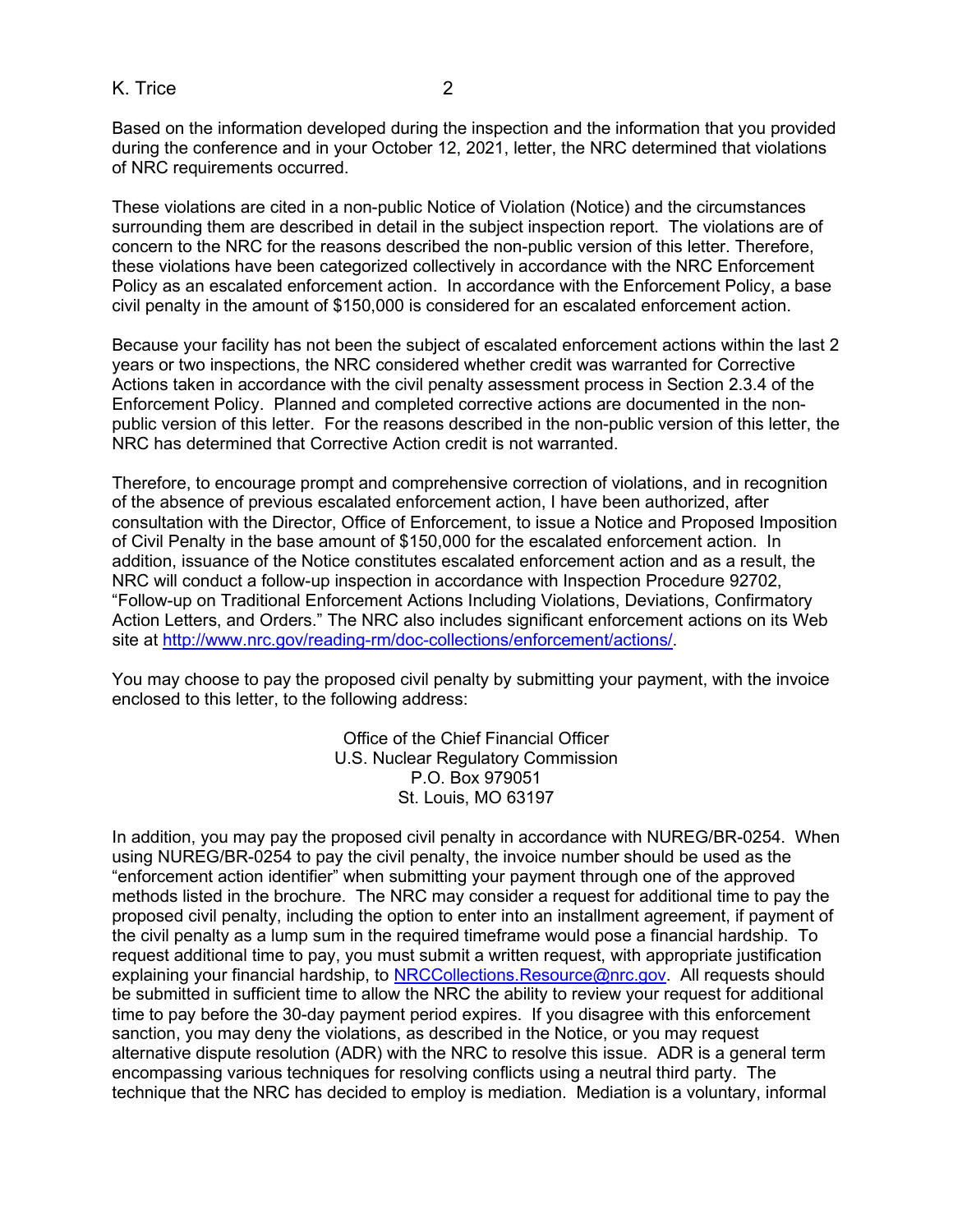Based on the information developed during the inspection and the information that you provided during the conference and in your October 12, 2021, letter, the NRC determined that violations of NRC requirements occurred.

These violations are cited in a non-public Notice of Violation (Notice) and the circumstances surrounding them are described in detail in the subject inspection report. The violations are of concern to the NRC for the reasons described the non-public version of this letter. Therefore, these violations have been categorized collectively in accordance with the NRC Enforcement Policy as an escalated enforcement action. In accordance with the Enforcement Policy, a base civil penalty in the amount of $150,000 is considered for an escalated enforcement action.

Because your facility has not been the subject of escalated enforcement actions within the last 2 years or two inspections, the NRC considered whether credit was warranted for Corrective Actions taken in accordance with the civil penalty assessment process in Section 2.3.4 of the Enforcement Policy. Planned and completed corrective actions are documented in the non-public version of this letter. For the reasons described in the non-public version of this letter, the NRC has determined that Corrective Action credit is not warranted.

Therefore, to encourage prompt and comprehensive correction of violations, and in recognition of the absence of previous escalated enforcement action, I have been authorized, after consultation with the Director, Office of Enforcement, to issue a Notice and Proposed Imposition of Civil Penalty in the base amount of $150,000 for the escalated enforcement action. In addition, issuance of the Notice constitutes escalated enforcement action and as a result, the NRC will conduct a follow-up inspection in accordance with Inspection Procedure 92702, "Follow-up on Traditional Enforcement Actions Including Violations, Deviations, Confirmatory Action Letters, and Orders." The NRC also includes significant enforcement actions on its Web site at http://www.nrc.gov/reading-rm/doc-collections/enforcement/actions/.

You may choose to pay the proposed civil penalty by submitting your payment, with the invoice enclosed to this letter, to the following address:

Office of the Chief Financial Officer
U.S. Nuclear Regulatory Commission
P.O. Box 979051
St. Louis, MO 63197

In addition, you may pay the proposed civil penalty in accordance with NUREG/BR-0254. When using NUREG/BR-0254 to pay the civil penalty, the invoice number should be used as the "enforcement action identifier" when submitting your payment through one of the approved methods listed in the brochure. The NRC may consider a request for additional time to pay the proposed civil penalty, including the option to enter into an installment agreement, if payment of the civil penalty as a lump sum in the required timeframe would pose a financial hardship. To request additional time to pay, you must submit a written request, with appropriate justification explaining your financial hardship, to NRCCollections.Resource@nrc.gov. All requests should be submitted in sufficient time to allow the NRC the ability to review your request for additional time to pay before the 30-day payment period expires. If you disagree with this enforcement sanction, you may deny the violations, as described in the Notice, or you may request alternative dispute resolution (ADR) with the NRC to resolve this issue. ADR is a general term encompassing various techniques for resolving conflicts using a neutral third party. The technique that the NRC has decided to employ is mediation. Mediation is a voluntary, informal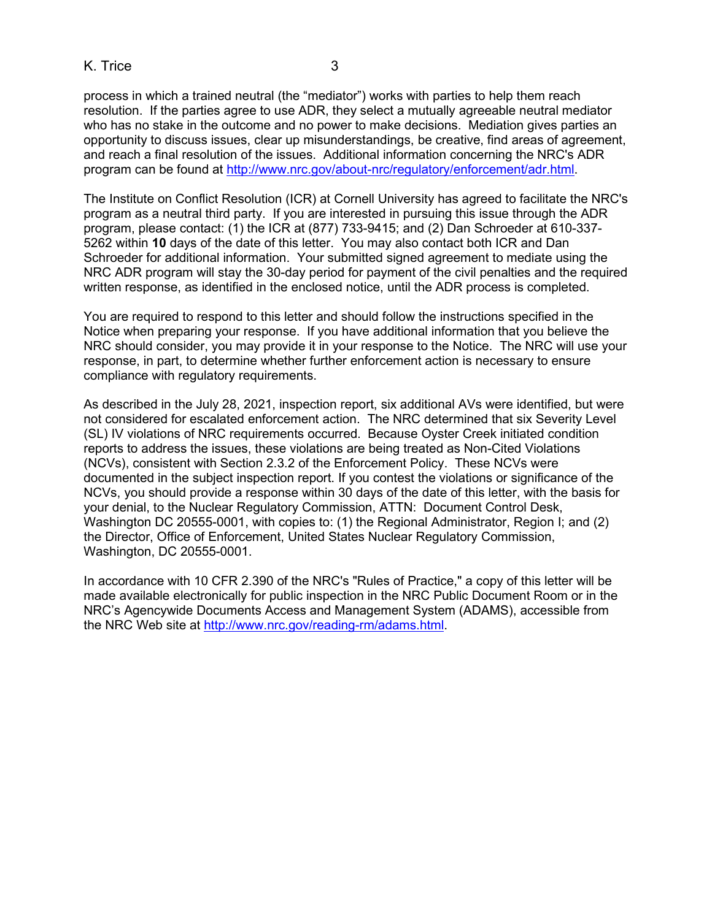process in which a trained neutral (the "mediator") works with parties to help them reach resolution. If the parties agree to use ADR, they select a mutually agreeable neutral mediator who has no stake in the outcome and no power to make decisions. Mediation gives parties an opportunity to discuss issues, clear up misunderstandings, be creative, find areas of agreement, and reach a final resolution of the issues. Additional information concerning the NRC's ADR program can be found at http://www.nrc.gov/about-nrc/regulatory/enforcement/adr.html.

The Institute on Conflict Resolution (ICR) at Cornell University has agreed to facilitate the NRC's program as a neutral third party. If you are interested in pursuing this issue through the ADR program, please contact: (1) the ICR at (877) 733-9415; and (2) Dan Schroeder at 610-337-5262 within **10** days of the date of this letter. You may also contact both ICR and Dan Schroeder for additional information. Your submitted signed agreement to mediate using the NRC ADR program will stay the 30-day period for payment of the civil penalties and the required written response, as identified in the enclosed notice, until the ADR process is completed.

You are required to respond to this letter and should follow the instructions specified in the Notice when preparing your response. If you have additional information that you believe the NRC should consider, you may provide it in your response to the Notice. The NRC will use your response, in part, to determine whether further enforcement action is necessary to ensure compliance with regulatory requirements.

As described in the July 28, 2021, inspection report, six additional AVs were identified, but were not considered for escalated enforcement action. The NRC determined that six Severity Level (SL) IV violations of NRC requirements occurred. Because Oyster Creek initiated condition reports to address the issues, these violations are being treated as Non-Cited Violations (NCVs), consistent with Section 2.3.2 of the Enforcement Policy. These NCVs were documented in the subject inspection report. If you contest the violations or significance of the NCVs, you should provide a response within 30 days of the date of this letter, with the basis for your denial, to the Nuclear Regulatory Commission, ATTN: Document Control Desk, Washington DC 20555-0001, with copies to: (1) the Regional Administrator, Region I; and (2) the Director, Office of Enforcement, United States Nuclear Regulatory Commission, Washington, DC 20555-0001.

In accordance with 10 CFR 2.390 of the NRC's "Rules of Practice," a copy of this letter will be made available electronically for public inspection in the NRC Public Document Room or in the NRC's Agencywide Documents Access and Management System (ADAMS), accessible from the NRC Web site at http://www.nrc.gov/reading-rm/adams.html.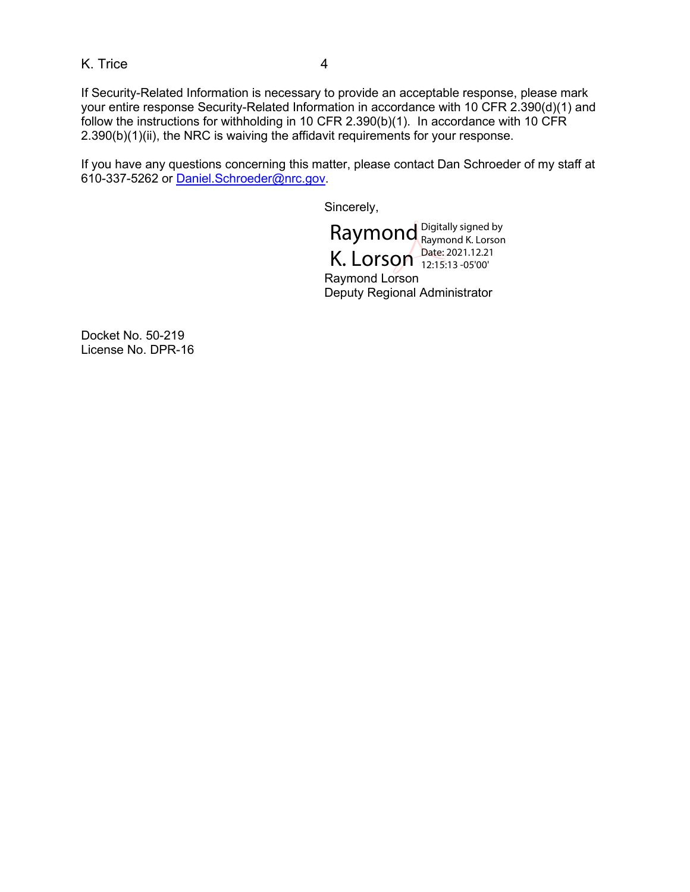If Security-Related Information is necessary to provide an acceptable response, please mark your entire response Security-Related Information in accordance with 10 CFR 2.390(d)(1) and follow the instructions for withholding in 10 CFR 2.390(b)(1). In accordance with 10 CFR 2.390(b)(1)(ii), the NRC is waiving the affidavit requirements for your response.

If you have any questions concerning this matter, please contact Dan Schroeder of my staff at 610-337-5262 or Daniel.Schroeder@nrc.gov.

Sincerely,

Raymond K. Lorson
Digitally signed by Raymond K. Lorson
Date: 2021.12.21 12:15:13 -05'00'

Raymond Lorson
Deputy Regional Administrator

Docket No. 50-219
License No. DPR-16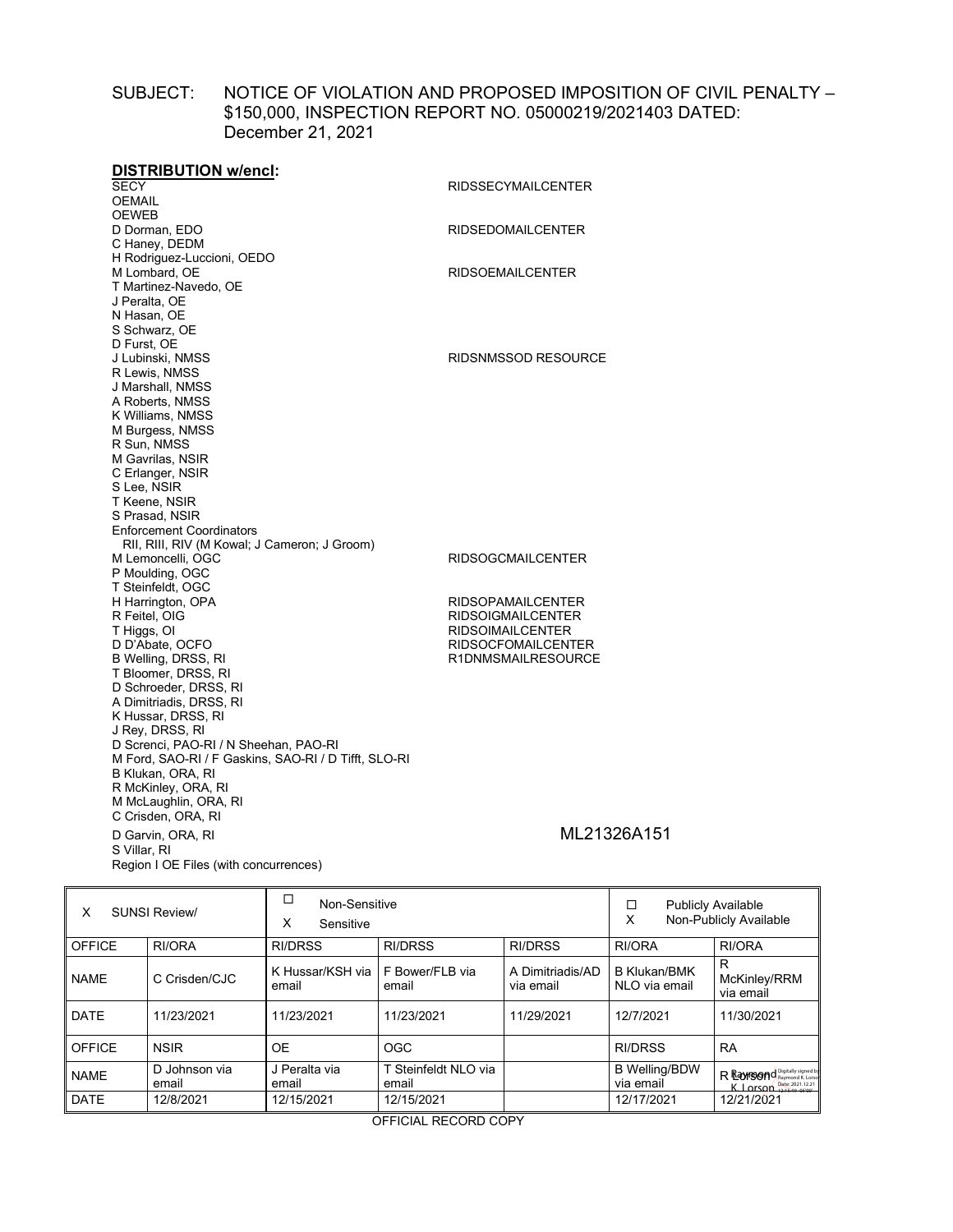SUBJECT: NOTICE OF VIOLATION AND PROPOSED IMPOSITION OF CIVIL PENALTY – $150,000, INSPECTION REPORT NO. 05000219/2021403 DATED: December 21, 2021

**DISTRIBUTION w/encl:**

SECY RIDSSECYMAILCENTER
OEMAIL
OEWEB
D Dorman, EDO RIDSEDOMAILCENTER
C Haney, DEDM
H Rodriguez-Luccioni, OEDO
M Lombard, OE RIDSOEMAILCENTER
T Martinez-Navedo, OE
J Peralta, OE
N Hasan, OE
S Schwarz, OE
D Furst, OE
J Lubinski, NMSS RIDSNMSSOD RESOURCE
R Lewis, NMSS
J Marshall, NMSS
A Roberts, NMSS
K Williams, NMSS
M Burgess, NMSS
R Sun, NMSS
M Gavrilas, NSIR
C Erlanger, NSIR
S Lee, NSIR
T Keene, NSIR
S Prasad, NSIR
Enforcement Coordinators
RII, RIII, RIV (M Kowal; J Cameron; J Groom)
M Lemoncelli, OGC RIDSOGCMAILCENTER
P Moulding, OGC
T Steinfeldt, OGC
H Harrington, OPA RIDSOPAMAILCENTER
R Feitel, OIG RIDSOIGMAILCENTER
T Higgs, OI RIDSOIMAILCENTER
D D'Abate, OCFO RIDSOCFOMAILCENTER
B Welling, DRSS, RI R1DNMSMAILRESOURCE
T Bloomer, DRSS, RI
D Schroeder, DRSS, RI
A Dimitriadis, DRSS, RI
K Hussar, DRSS, RI
J Rey, DRSS, RI
D Screnci, PAO-RI / N Sheehan, PAO-RI
M Ford, SAO-RI / F Gaskins, SAO-RI / D Tifft, SLO-RI
B Klukan, ORA, RI
R McKinley, ORA, RI
M McLaughlin, ORA, RI
C Crisden, ORA, RI
D Garvin, ORA, RI
S Villar, RI
Region I OE Files (with concurrences)

ML21326A151

| X SUNSI Review/ | | ☐ Non-Sensitive<br>X Sensitive | | | ☐ Publicly Available<br>X Non-Publicly Available | |
|---|---|---|---|---|---|---|
| OFFICE | RI/ORA | RI/DRSS | RI/DRSS | RI/DRSS | RI/ORA | RI/ORA |
| NAME | C Crisden/CJC | K Hussar/KSH via email | F Bower/FLB via email | A Dimitriadis/AD via email | B Klukan/BMK NLO via email | R McKinley/RRM via email |
| DATE | 11/23/2021 | 11/23/2021 | 11/23/2021 | 11/29/2021 | 12/7/2021 | 11/30/2021 |
| OFFICE | NSIR | OE | OGC | | RI/DRSS | RA |
| NAME | D Johnson via email | J Peralta via email | T Steinfeldt NLO via email | | B Welling/BDW via email | R Lorson (Raymond K. Lorson, Digitally signed by Raymond K. Lorson, Date: 2021.12.21) |
| DATE | 12/8/2021 | 12/15/2021 | 12/15/2021 | | 12/17/2021 | 12/21/2021 |

OFFICIAL RECORD COPY